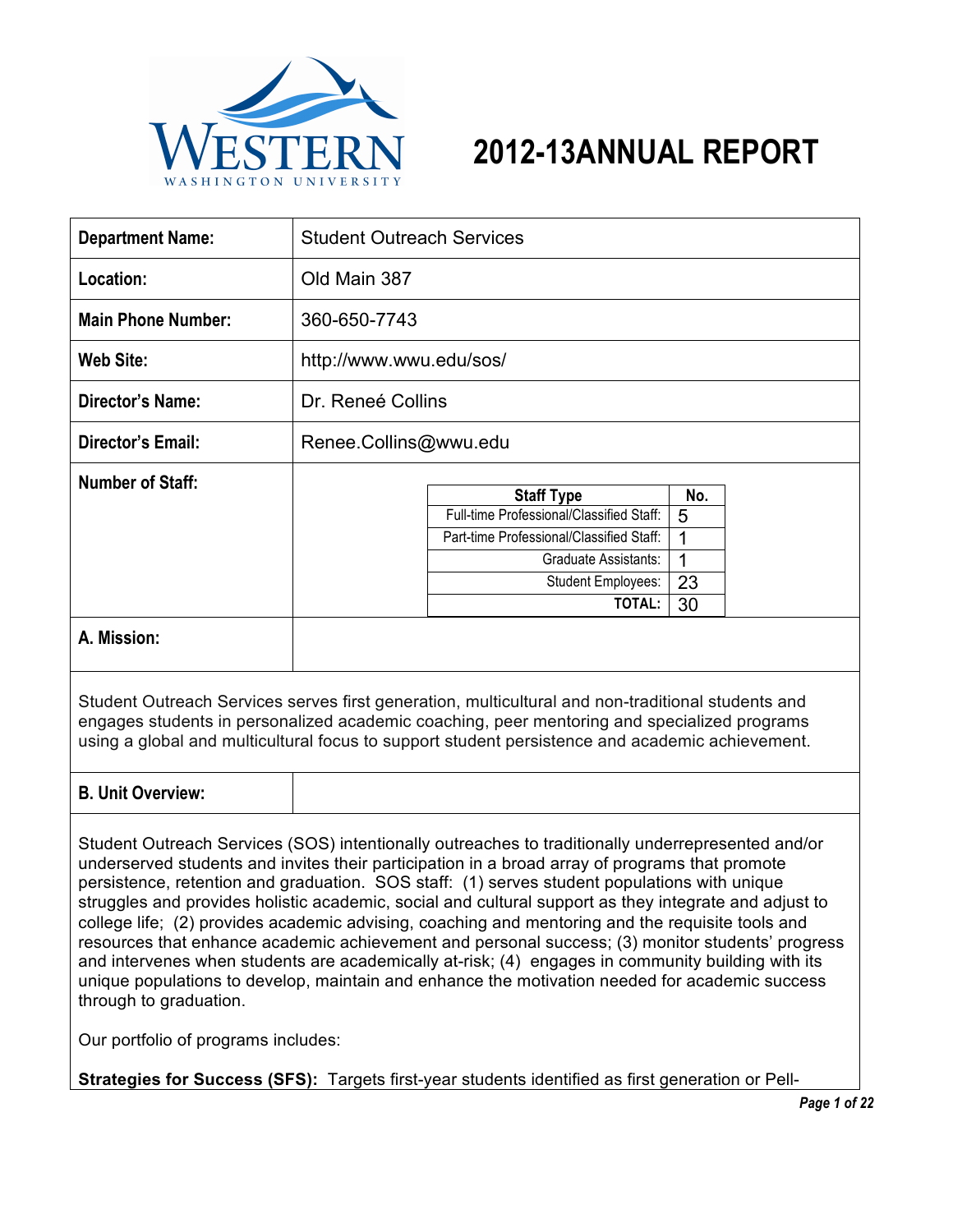# 2012-13ANNUAL REPORT

| | |
|---|---|
| **Department Name:** | Student Outreach Services |
| **Location:** | Old Main 387 |
| **Main Phone Number:** | 360-650-7743 |
| **Web Site:** | http://www.wwu.edu/sos/ |
| **Director's Name:** | Dr. Reneé Collins |
| **Director's Email:** | Renee.Collins@wwu.edu |
| **Number of Staff:** | |

| Staff Type | No. |
|---|---|
| Full-time Professional/Classified Staff: | 5 |
| Part-time Professional/Classified Staff: | 1 |
| Graduate Assistants: | 1 |
| Student Employees: | 23 |
| **TOTAL:** | 30 |

## A. Mission:

Student Outreach Services serves first generation, multicultural and non-traditional students and engages students in personalized academic coaching, peer mentoring and specialized programs using a global and multicultural focus to support student persistence and academic achievement.

## B. Unit Overview:

Student Outreach Services (SOS) intentionally outreaches to traditionally underrepresented and/or underserved students and invites their participation in a broad array of programs that promote persistence, retention and graduation. SOS staff: (1) serves student populations with unique struggles and provides holistic academic, social and cultural support as they integrate and adjust to college life; (2) provides academic advising, coaching and mentoring and the requisite tools and resources that enhance academic achievement and personal success; (3) monitor students' progress and intervenes when students are academically at-risk; (4) engages in community building with its unique populations to develop, maintain and enhance the motivation needed for academic success through to graduation.

Our portfolio of programs includes:

**Strategies for Success (SFS):** Targets first-year students identified as first generation or Pell-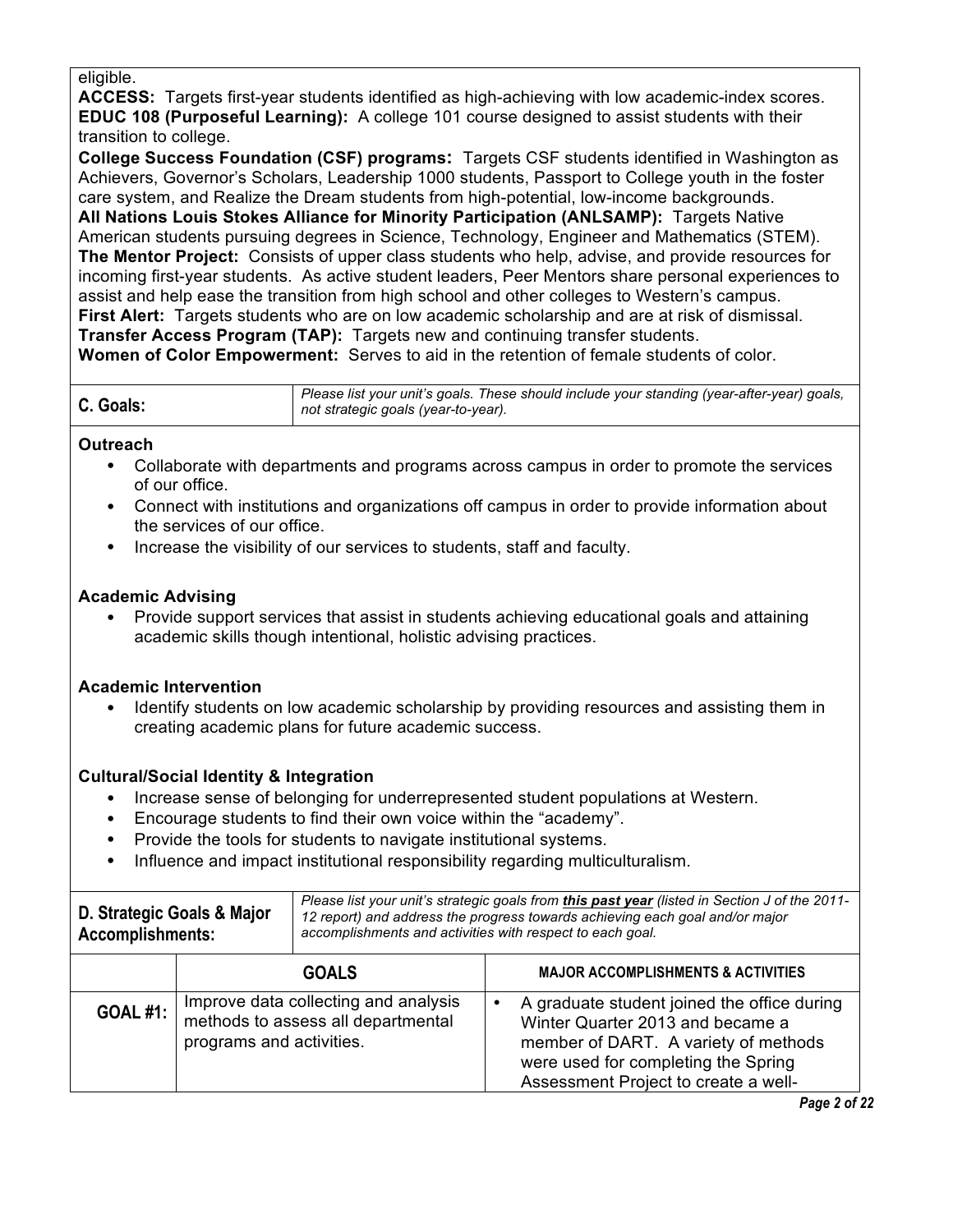eligible.

**ACCESS:** Targets first-year students identified as high-achieving with low academic-index scores.
**EDUC 108 (Purposeful Learning):** A college 101 course designed to assist students with their transition to college.
**College Success Foundation (CSF) programs:** Targets CSF students identified in Washington as Achievers, Governor's Scholars, Leadership 1000 students, Passport to College youth in the foster care system, and Realize the Dream students from high-potential, low-income backgrounds.
**All Nations Louis Stokes Alliance for Minority Participation (ANLSAMP):** Targets Native American students pursuing degrees in Science, Technology, Engineer and Mathematics (STEM).
**The Mentor Project:** Consists of upper class students who help, advise, and provide resources for incoming first-year students. As active student leaders, Peer Mentors share personal experiences to assist and help ease the transition from high school and other colleges to Western's campus.
**First Alert:** Targets students who are on low academic scholarship and are at risk of dismissal.
**Transfer Access Program (TAP):** Targets new and continuing transfer students.
**Women of Color Empowerment:** Serves to aid in the retention of female students of color.

| **C. Goals:** | *Please list your unit's goals. These should include your standing (year-after-year) goals, not strategic goals (year-to-year).* |
|---|---|

**Outreach**

- Collaborate with departments and programs across campus in order to promote the services of our office.
- Connect with institutions and organizations off campus in order to provide information about the services of our office.
- Increase the visibility of our services to students, staff and faculty.

**Academic Advising**

- Provide support services that assist in students achieving educational goals and attaining academic skills though intentional, holistic advising practices.

**Academic Intervention**

- Identify students on low academic scholarship by providing resources and assisting them in creating academic plans for future academic success.

**Cultural/Social Identity & Integration**

- Increase sense of belonging for underrepresented student populations at Western.
- Encourage students to find their own voice within the "academy".
- Provide the tools for students to navigate institutional systems.
- Influence and impact institutional responsibility regarding multiculturalism.

| **D. Strategic Goals & Major Accomplishments:** | *Please list your unit's strategic goals from **this past year** (listed in Section J of the 2011-12 report) and address the progress towards achieving each goal and/or major accomplishments and activities with respect to each goal.* | |
|---|---|---|
| | **GOALS** | **MAJOR ACCOMPLISHMENTS & ACTIVITIES** |
| **GOAL #1:** | Improve data collecting and analysis methods to assess all departmental programs and activities. | • A graduate student joined the office during Winter Quarter 2013 and became a member of DART. A variety of methods were used for completing the Spring Assessment Project to create a well- |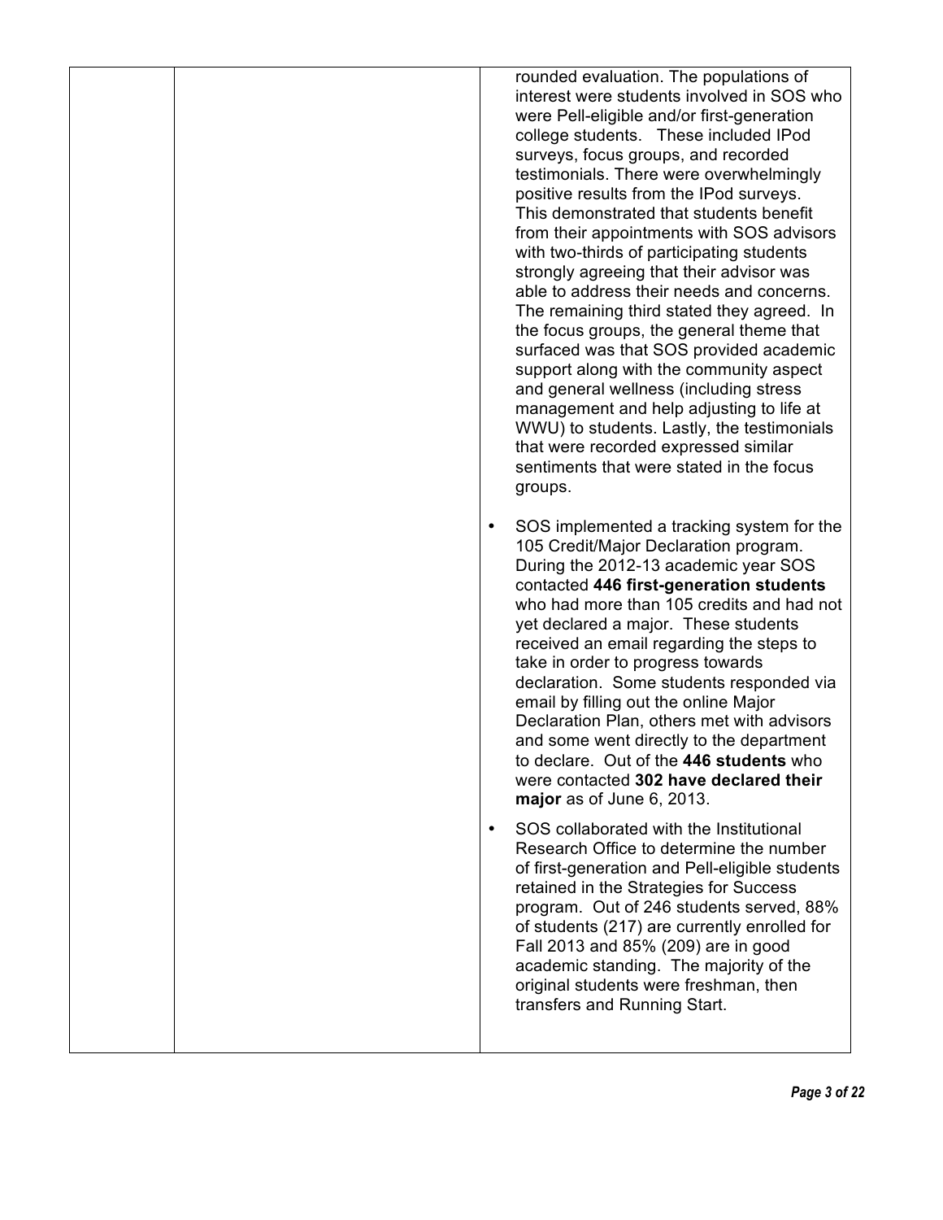| | | rounded evaluation. The populations of interest were students involved in SOS who were Pell-eligible and/or first-generation college students. These included IPod surveys, focus groups, and recorded testimonials. There were overwhelmingly positive results from the IPod surveys. This demonstrated that students benefit from their appointments with SOS advisors with two-thirds of participating students strongly agreeing that their advisor was able to address their needs and concerns. The remaining third stated they agreed. In the focus groups, the general theme that surfaced was that SOS provided academic support along with the community aspect and general wellness (including stress management and help adjusting to life at WWU) to students. Lastly, the testimonials that were recorded expressed similar sentiments that were stated in the focus groups.<br><br>• SOS implemented a tracking system for the 105 Credit/Major Declaration program. During the 2012-13 academic year SOS contacted **446 first-generation students** who had more than 105 credits and had not yet declared a major. These students received an email regarding the steps to take in order to progress towards declaration. Some students responded via email by filling out the online Major Declaration Plan, others met with advisors and some went directly to the department to declare. Out of the **446 students** who were contacted **302 have declared their major** as of June 6, 2013.<br><br>• SOS collaborated with the Institutional Research Office to determine the number of first-generation and Pell-eligible students retained in the Strategies for Success program. Out of 246 students served, 88% of students (217) are currently enrolled for Fall 2013 and 85% (209) are in good academic standing. The majority of the original students were freshman, then transfers and Running Start. |
|---|---|---|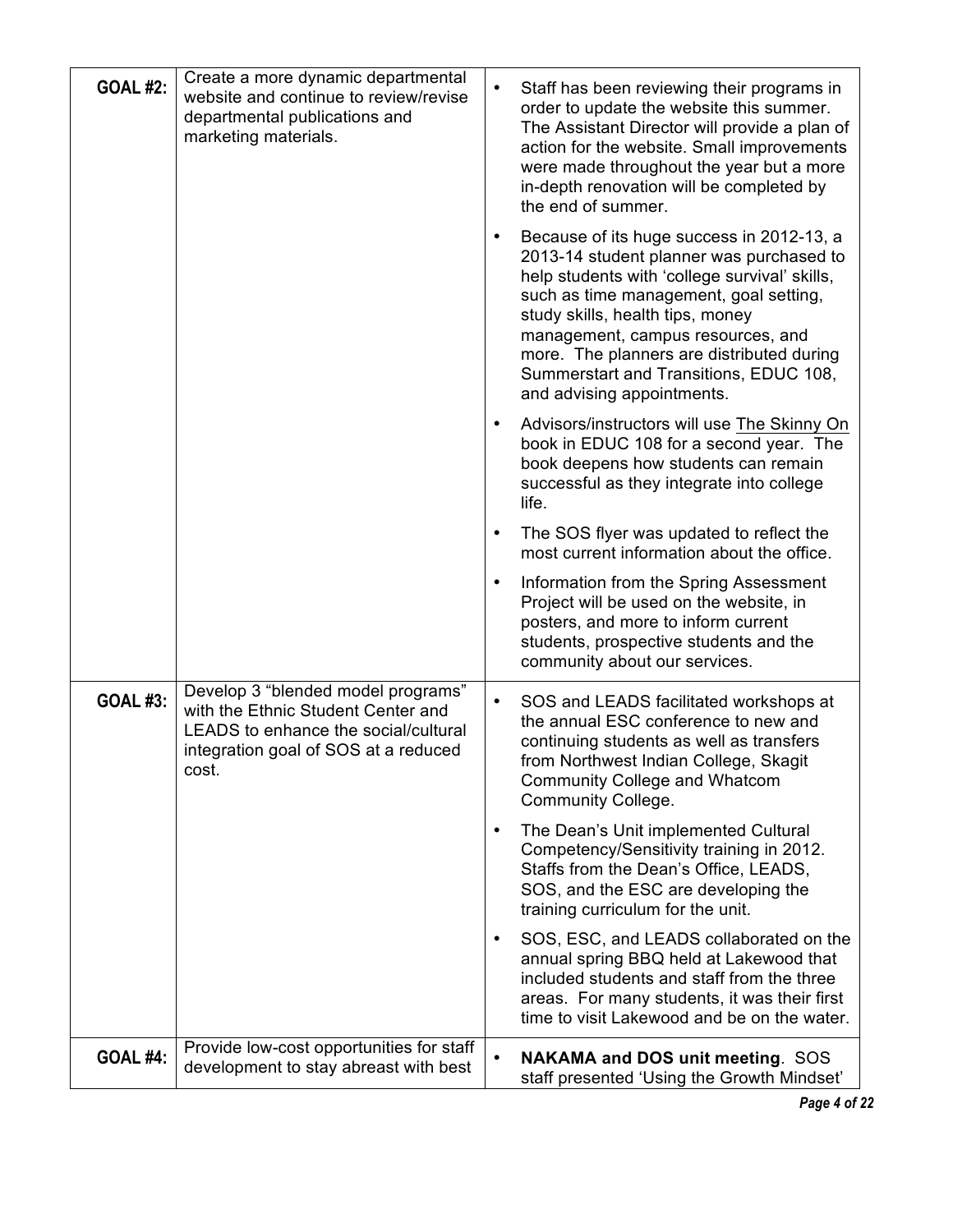| | | |
|---|---|---|
| **GOAL #2:** | Create a more dynamic departmental website and continue to review/revise departmental publications and marketing materials. | • Staff has been reviewing their programs in order to update the website this summer. The Assistant Director will provide a plan of action for the website. Small improvements were made throughout the year but a more in-depth renovation will be completed by the end of summer.<br>• Because of its huge success in 2012-13, a 2013-14 student planner was purchased to help students with 'college survival' skills, such as time management, goal setting, study skills, health tips, money management, campus resources, and more. The planners are distributed during Summerstart and Transitions, EDUC 108, and advising appointments.<br>• Advisors/instructors will use <u>The Skinny On</u> book in EDUC 108 for a second year. The book deepens how students can remain successful as they integrate into college life.<br>• The SOS flyer was updated to reflect the most current information about the office.<br>• Information from the Spring Assessment Project will be used on the website, in posters, and more to inform current students, prospective students and the community about our services. |
| **GOAL #3:** | Develop 3 "blended model programs" with the Ethnic Student Center and LEADS to enhance the social/cultural integration goal of SOS at a reduced cost. | • SOS and LEADS facilitated workshops at the annual ESC conference to new and continuing students as well as transfers from Northwest Indian College, Skagit Community College and Whatcom Community College.<br>• The Dean's Unit implemented Cultural Competency/Sensitivity training in 2012. Staffs from the Dean's Office, LEADS, SOS, and the ESC are developing the training curriculum for the unit.<br>• SOS, ESC, and LEADS collaborated on the annual spring BBQ held at Lakewood that included students and staff from the three areas. For many students, it was their first time to visit Lakewood and be on the water. |
| **GOAL #4:** | Provide low-cost opportunities for staff development to stay abreast with best | • **NAKAMA and DOS unit meeting**. SOS staff presented 'Using the Growth Mindset' |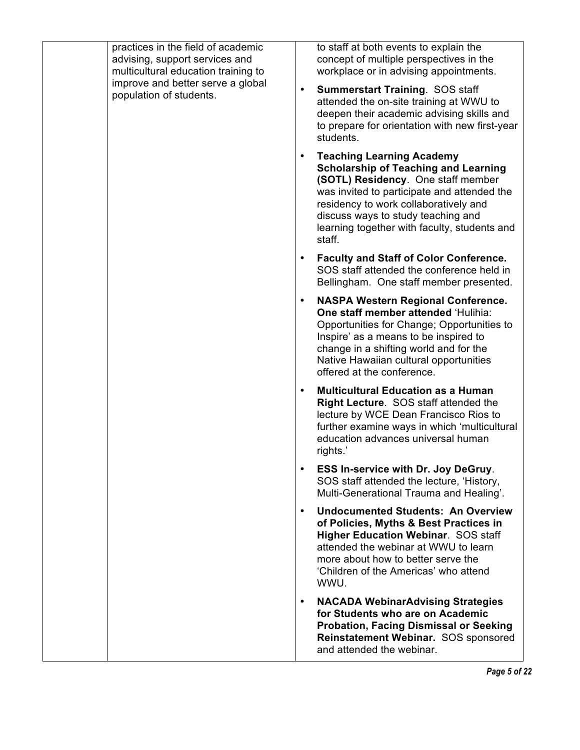| | | |
|---|---|---|
| | practices in the field of academic advising, support services and multicultural education training to improve and better serve a global population of students. | to staff at both events to explain the concept of multiple perspectives in the workplace or in advising appointments.<br><br>• **Summerstart Training**. SOS staff attended the on-site training at WWU to deepen their academic advising skills and to prepare for orientation with new first-year students.<br><br>• **Teaching Learning Academy Scholarship of Teaching and Learning (SOTL) Residency**. One staff member was invited to participate and attended the residency to work collaboratively and discuss ways to study teaching and learning together with faculty, students and staff.<br><br>• **Faculty and Staff of Color Conference.** SOS staff attended the conference held in Bellingham. One staff member presented.<br><br>• **NASPA Western Regional Conference. One staff member attended** 'Hulihia: Opportunities for Change; Opportunities to Inspire' as a means to be inspired to change in a shifting world and for the Native Hawaiian cultural opportunities offered at the conference.<br><br>• **Multicultural Education as a Human Right Lecture**. SOS staff attended the lecture by WCE Dean Francisco Rios to further examine ways in which 'multicultural education advances universal human rights.'<br><br>• **ESS In-service with Dr. Joy DeGruy**. SOS staff attended the lecture, 'History, Multi-Generational Trauma and Healing'.<br><br>• **Undocumented Students: An Overview of Policies, Myths & Best Practices in Higher Education Webinar**. SOS staff attended the webinar at WWU to learn more about how to better serve the 'Children of the Americas' who attend WWU.<br><br>• **NACADA WebinarAdvising Strategies for Students who are on Academic Probation, Facing Dismissal or Seeking Reinstatement Webinar.** SOS sponsored and attended the webinar. |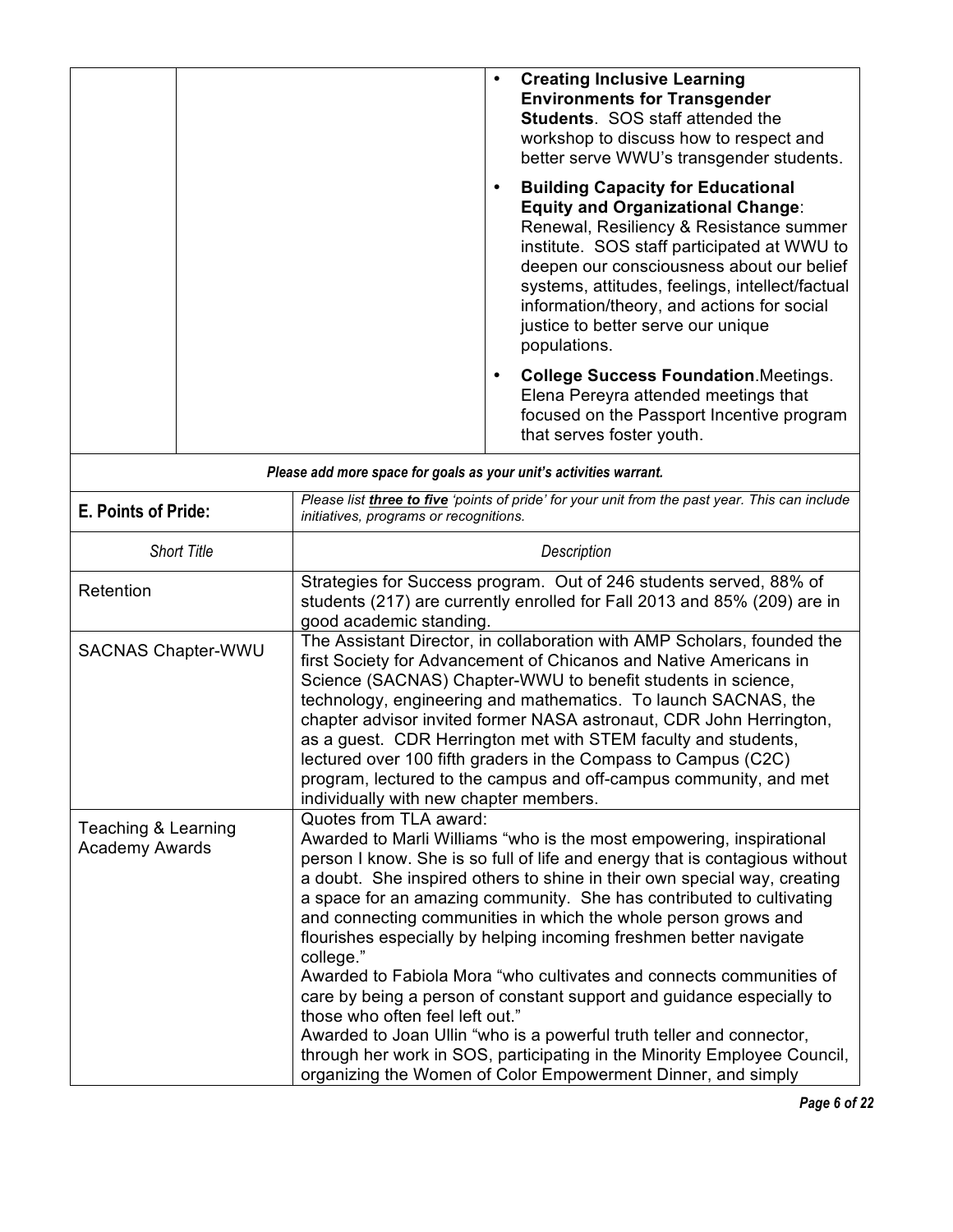| | | | |
|---|---|---|---|
| | | | • **Creating Inclusive Learning Environments for Transgender Students**. SOS staff attended the workshop to discuss how to respect and better serve WWU's transgender students. • **Building Capacity for Educational Equity and Organizational Change**: Renewal, Resiliency & Resistance summer institute. SOS staff participated at WWU to deepen our consciousness about our belief systems, attitudes, feelings, intellect/factual information/theory, and actions for social justice to better serve our unique populations. • **College Success Foundation**.Meetings. Elena Pereyra attended meetings that focused on the Passport Incentive program that serves foster youth. |

*Please add more space for goals as your unit's activities warrant.*

| **E. Points of Pride:** | *Please list* ***three to five*** *'points of pride' for your unit from the past year. This can include initiatives, programs or recognitions.* |
|---|---|
| *Short Title* | *Description* |
| Retention | Strategies for Success program. Out of 246 students served, 88% of students (217) are currently enrolled for Fall 2013 and 85% (209) are in good academic standing. |
| SACNAS Chapter-WWU | The Assistant Director, in collaboration with AMP Scholars, founded the first Society for Advancement of Chicanos and Native Americans in Science (SACNAS) Chapter-WWU to benefit students in science, technology, engineering and mathematics. To launch SACNAS, the chapter advisor invited former NASA astronaut, CDR John Herrington, as a guest. CDR Herrington met with STEM faculty and students, lectured over 100 fifth graders in the Compass to Campus (C2C) program, lectured to the campus and off-campus community, and met individually with new chapter members. |
| Teaching & Learning Academy Awards | Quotes from TLA award: Awarded to Marli Williams "who is the most empowering, inspirational person I know. She is so full of life and energy that is contagious without a doubt. She inspired others to shine in their own special way, creating a space for an amazing community. She has contributed to cultivating and connecting communities in which the whole person grows and flourishes especially by helping incoming freshmen better navigate college." Awarded to Fabiola Mora "who cultivates and connects communities of care by being a person of constant support and guidance especially to those who often feel left out." Awarded to Joan Ullin "who is a powerful truth teller and connector, through her work in SOS, participating in the Minority Employee Council, organizing the Women of Color Empowerment Dinner, and simply |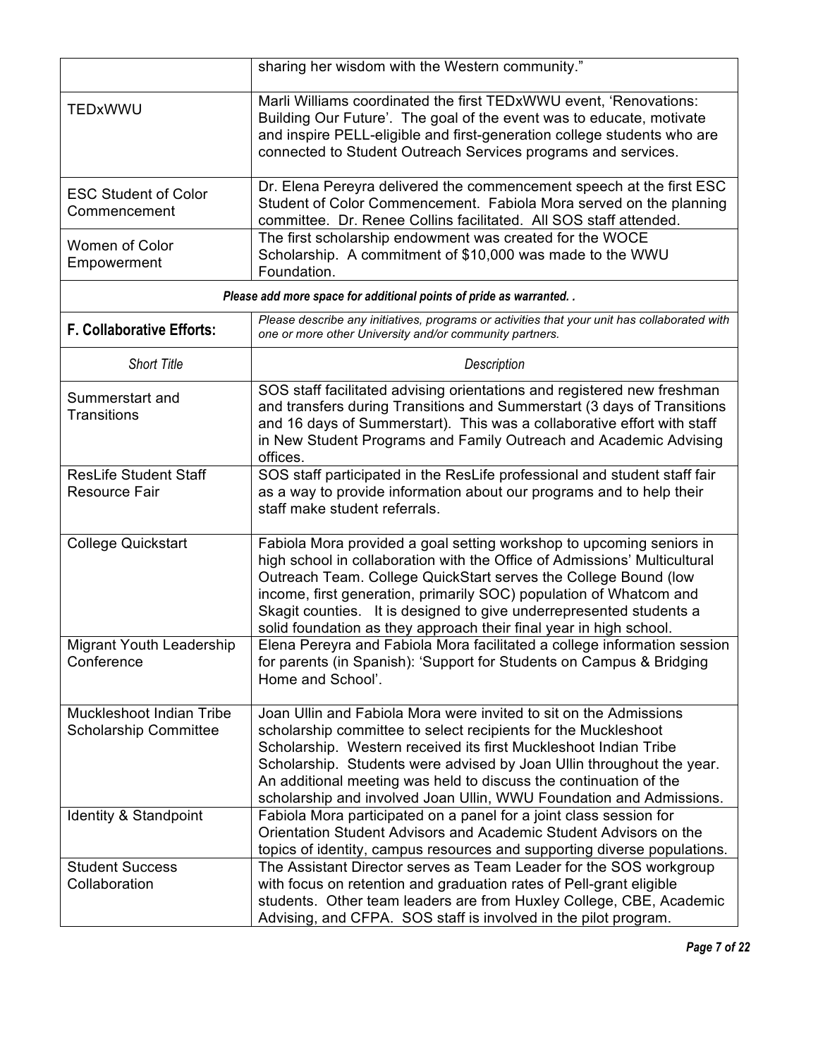| | |
|---|---|
| | sharing her wisdom with the Western community." |
| TEDxWWU | Marli Williams coordinated the first TEDxWWU event, 'Renovations: Building Our Future'. The goal of the event was to educate, motivate and inspire PELL-eligible and first-generation college students who are connected to Student Outreach Services programs and services. |
| ESC Student of Color Commencement | Dr. Elena Pereyra delivered the commencement speech at the first ESC Student of Color Commencement. Fabiola Mora served on the planning committee. Dr. Renee Collins facilitated. All SOS staff attended. |
| Women of Color Empowerment | The first scholarship endowment was created for the WOCE Scholarship. A commitment of $10,000 was made to the WWU Foundation. |

*Please add more space for additional points of pride as warranted. .*

| **F. Collaborative Efforts:** | *Please describe any initiatives, programs or activities that your unit has collaborated with one or more other University and/or community partners.* |
|---|---|
| *Short Title* | *Description* |
| Summerstart and Transitions | SOS staff facilitated advising orientations and registered new freshman and transfers during Transitions and Summerstart (3 days of Transitions and 16 days of Summerstart). This was a collaborative effort with staff in New Student Programs and Family Outreach and Academic Advising offices. |
| ResLife Student Staff Resource Fair | SOS staff participated in the ResLife professional and student staff fair as a way to provide information about our programs and to help their staff make student referrals. |
| College Quickstart | Fabiola Mora provided a goal setting workshop to upcoming seniors in high school in collaboration with the Office of Admissions' Multicultural Outreach Team. College QuickStart serves the College Bound (low income, first generation, primarily SOC) population of Whatcom and Skagit counties. It is designed to give underrepresented students a solid foundation as they approach their final year in high school. |
| Migrant Youth Leadership Conference | Elena Pereyra and Fabiola Mora facilitated a college information session for parents (in Spanish): 'Support for Students on Campus & Bridging Home and School'. |
| Muckleshoot Indian Tribe Scholarship Committee | Joan Ullin and Fabiola Mora were invited to sit on the Admissions scholarship committee to select recipients for the Muckleshoot Scholarship. Western received its first Muckleshoot Indian Tribe Scholarship. Students were advised by Joan Ullin throughout the year. An additional meeting was held to discuss the continuation of the scholarship and involved Joan Ullin, WWU Foundation and Admissions. |
| Identity & Standpoint | Fabiola Mora participated on a panel for a joint class session for Orientation Student Advisors and Academic Student Advisors on the topics of identity, campus resources and supporting diverse populations. |
| Student Success Collaboration | The Assistant Director serves as Team Leader for the SOS workgroup with focus on retention and graduation rates of Pell-grant eligible students. Other team leaders are from Huxley College, CBE, Academic Advising, and CFPA. SOS staff is involved in the pilot program. |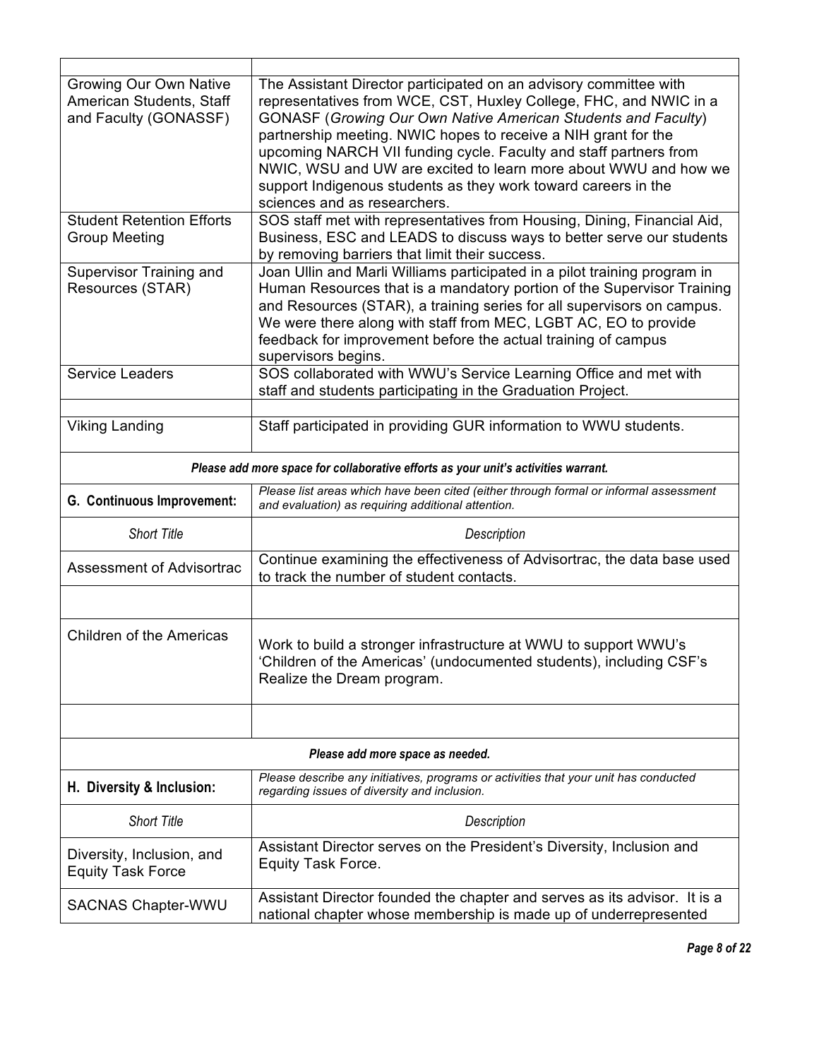| | |
|---|---|
| Growing Our Own Native American Students, Staff and Faculty (GONASSF) | The Assistant Director participated on an advisory committee with representatives from WCE, CST, Huxley College, FHC, and NWIC in a GONASF (*Growing Our Own Native American Students and Faculty*) partnership meeting. NWIC hopes to receive a NIH grant for the upcoming NARCH VII funding cycle. Faculty and staff partners from NWIC, WSU and UW are excited to learn more about WWU and how we support Indigenous students as they work toward careers in the sciences and as researchers. |
| Student Retention Efforts Group Meeting | SOS staff met with representatives from Housing, Dining, Financial Aid, Business, ESC and LEADS to discuss ways to better serve our students by removing barriers that limit their success. |
| Supervisor Training and Resources (STAR) | Joan Ullin and Marli Williams participated in a pilot training program in Human Resources that is a mandatory portion of the Supervisor Training and Resources (STAR), a training series for all supervisors on campus. We were there along with staff from MEC, LGBT AC, EO to provide feedback for improvement before the actual training of campus supervisors begins. |
| Service Leaders | SOS collaborated with WWU's Service Learning Office and met with staff and students participating in the Graduation Project. |
| | |
| Viking Landing | Staff participated in providing GUR information to WWU students. |
| ***Please add more space for collaborative efforts as your unit's activities warrant.*** | |
| **G. Continuous Improvement:** | *Please list areas which have been cited (either through formal or informal assessment and evaluation) as requiring additional attention.* |
| *Short Title* | *Description* |
| Assessment of Advisortrac | Continue examining the effectiveness of Advisortrac, the data base used to track the number of student contacts. |
| | |
| Children of the Americas | Work to build a stronger infrastructure at WWU to support WWU's 'Children of the Americas' (undocumented students), including CSF's Realize the Dream program. |
| | |
| ***Please add more space as needed.*** | |
| **H. Diversity & Inclusion:** | *Please describe any initiatives, programs or activities that your unit has conducted regarding issues of diversity and inclusion.* |
| *Short Title* | *Description* |
| Diversity, Inclusion, and Equity Task Force | Assistant Director serves on the President's Diversity, Inclusion and Equity Task Force. |
| SACNAS Chapter-WWU | Assistant Director founded the chapter and serves as its advisor. It is a national chapter whose membership is made up of underrepresented |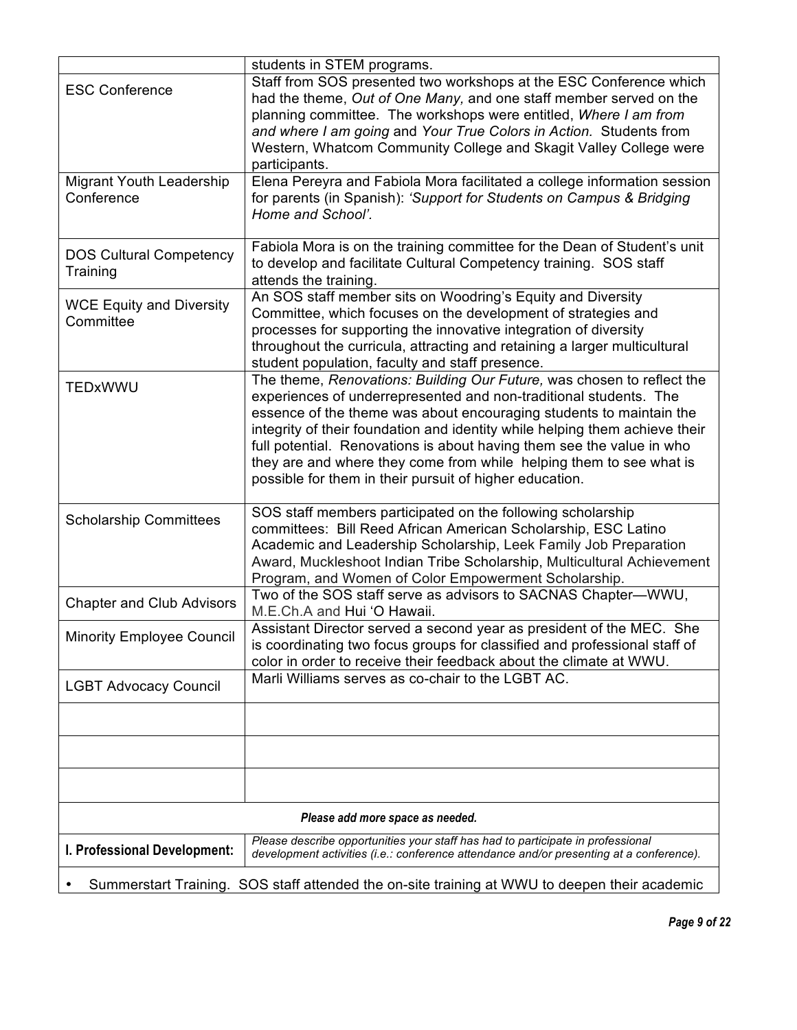| | |
|---|---|
| | students in STEM programs. |
| ESC Conference | Staff from SOS presented two workshops at the ESC Conference which had the theme, *Out of One Many,* and one staff member served on the planning committee. The workshops were entitled, *Where I am from and where I am going* and *Your True Colors in Action.* Students from Western, Whatcom Community College and Skagit Valley College were participants. |
| Migrant Youth Leadership Conference | Elena Pereyra and Fabiola Mora facilitated a college information session for parents (in Spanish): *'Support for Students on Campus & Bridging Home and School'.* |
| DOS Cultural Competency Training | Fabiola Mora is on the training committee for the Dean of Student's unit to develop and facilitate Cultural Competency training. SOS staff attends the training. |
| WCE Equity and Diversity Committee | An SOS staff member sits on Woodring's Equity and Diversity Committee, which focuses on the development of strategies and processes for supporting the innovative integration of diversity throughout the curricula, attracting and retaining a larger multicultural student population, faculty and staff presence. |
| TEDxWWU | The theme, *Renovations: Building Our Future,* was chosen to reflect the experiences of underrepresented and non-traditional students. The essence of the theme was about encouraging students to maintain the integrity of their foundation and identity while helping them achieve their full potential. Renovations is about having them see the value in who they are and where they come from while helping them to see what is possible for them in their pursuit of higher education. |
| Scholarship Committees | SOS staff members participated on the following scholarship committees: Bill Reed African American Scholarship, ESC Latino Academic and Leadership Scholarship, Leek Family Job Preparation Award, Muckleshoot Indian Tribe Scholarship, Multicultural Achievement Program, and Women of Color Empowerment Scholarship. |
| Chapter and Club Advisors | Two of the SOS staff serve as advisors to SACNAS Chapter—WWU, M.E.Ch.A and Hui 'O Hawaii. |
| Minority Employee Council | Assistant Director served a second year as president of the MEC. She is coordinating two focus groups for classified and professional staff of color in order to receive their feedback about the climate at WWU. |
| LGBT Advocacy Council | Marli Williams serves as co-chair to the LGBT AC. |
| | |
| | |
| | |

***Please add more space as needed.***

| **I. Professional Development:** | *Please describe opportunities your staff has had to participate in professional development activities (i.e.: conference attendance and/or presenting at a conference).* |
|---|---|

- Summerstart Training. SOS staff attended the on-site training at WWU to deepen their academic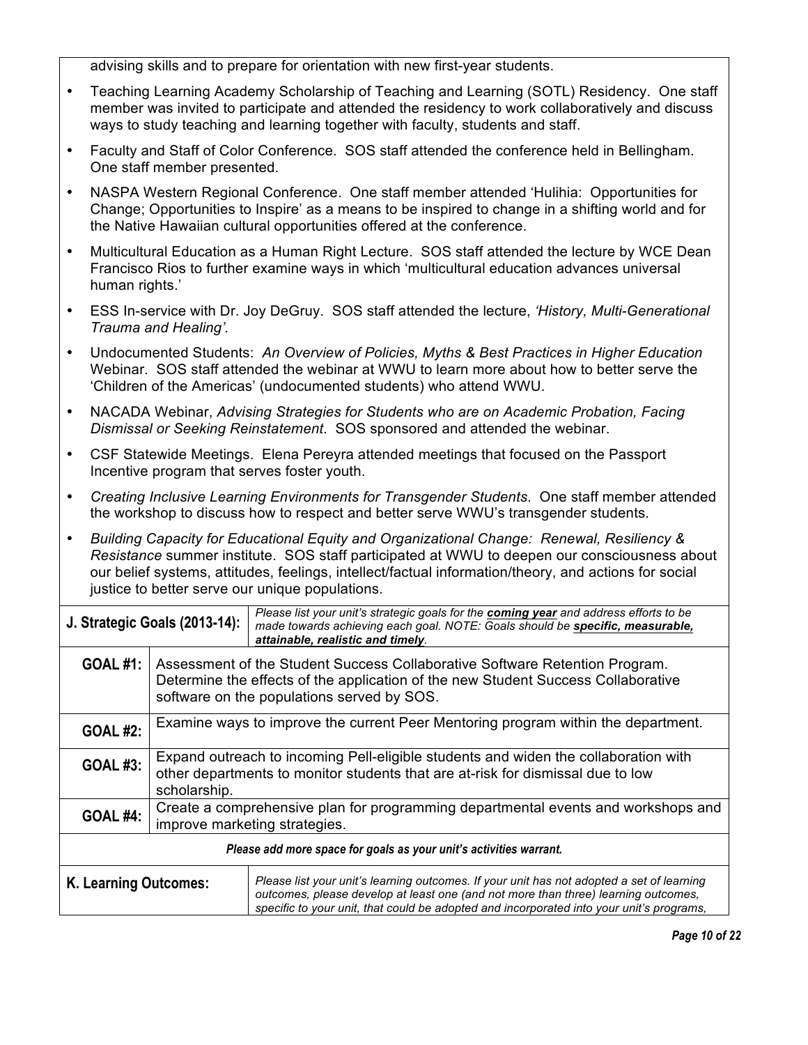advising skills and to prepare for orientation with new first-year students.

- Teaching Learning Academy Scholarship of Teaching and Learning (SOTL) Residency. One staff member was invited to participate and attended the residency to work collaboratively and discuss ways to study teaching and learning together with faculty, students and staff.
- Faculty and Staff of Color Conference. SOS staff attended the conference held in Bellingham. One staff member presented.
- NASPA Western Regional Conference. One staff member attended 'Hulihia: Opportunities for Change; Opportunities to Inspire' as a means to be inspired to change in a shifting world and for the Native Hawaiian cultural opportunities offered at the conference.
- Multicultural Education as a Human Right Lecture. SOS staff attended the lecture by WCE Dean Francisco Rios to further examine ways in which 'multicultural education advances universal human rights.'
- ESS In-service with Dr. Joy DeGruy. SOS staff attended the lecture, *'History, Multi-Generational Trauma and Healing'*.
- Undocumented Students: *An Overview of Policies, Myths & Best Practices in Higher Education* Webinar. SOS staff attended the webinar at WWU to learn more about how to better serve the 'Children of the Americas' (undocumented students) who attend WWU.
- NACADA Webinar, *Advising Strategies for Students who are on Academic Probation, Facing Dismissal or Seeking Reinstatement*. SOS sponsored and attended the webinar.
- CSF Statewide Meetings. Elena Pereyra attended meetings that focused on the Passport Incentive program that serves foster youth.
- *Creating Inclusive Learning Environments for Transgender Students*. One staff member attended the workshop to discuss how to respect and better serve WWU's transgender students.
- *Building Capacity for Educational Equity and Organizational Change: Renewal, Resiliency & Resistance* summer institute. SOS staff participated at WWU to deepen our consciousness about our belief systems, attitudes, feelings, intellect/factual information/theory, and actions for social justice to better serve our unique populations.

| **J. Strategic Goals (2013-14):** | *Please list your unit's strategic goals for the **coming year** and address efforts to be made towards achieving each goal. NOTE: Goals should be **specific, measurable, attainable, realistic and timely**.* |
|---|---|
| **GOAL #1:** | Assessment of the Student Success Collaborative Software Retention Program. Determine the effects of the application of the new Student Success Collaborative software on the populations served by SOS. |
| **GOAL #2:** | Examine ways to improve the current Peer Mentoring program within the department. |
| **GOAL #3:** | Expand outreach to incoming Pell-eligible students and widen the collaboration with other departments to monitor students that are at-risk for dismissal due to low scholarship. |
| **GOAL #4:** | Create a comprehensive plan for programming departmental events and workshops and improve marketing strategies. |
| | ***Please add more space for goals as your unit's activities warrant.*** |

| **K. Learning Outcomes:** | *Please list your unit's learning outcomes. If your unit has not adopted a set of learning outcomes, please develop at least one (and not more than three) learning outcomes, specific to your unit, that could be adopted and incorporated into your unit's programs,* |
|---|---|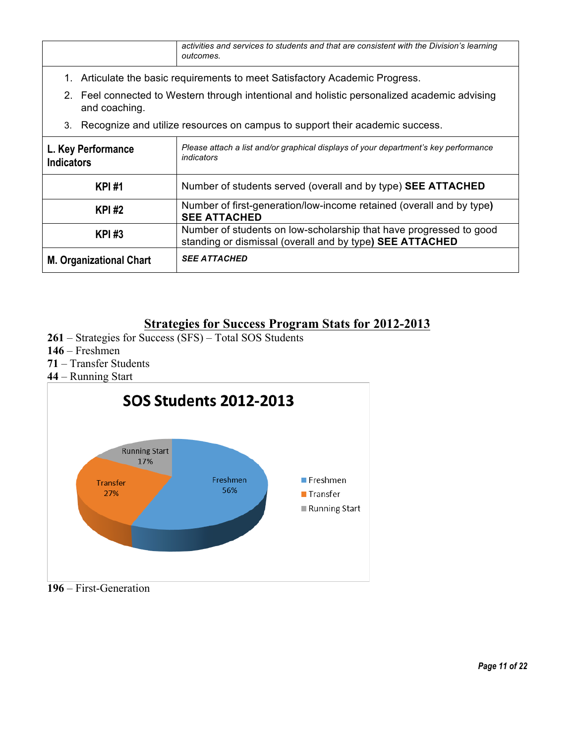| | *activities and services to students and that are consistent with the Division's learning outcomes.* |
|---|---|

1. Articulate the basic requirements to meet Satisfactory Academic Progress.
2. Feel connected to Western through intentional and holistic personalized academic advising and coaching.
3. Recognize and utilize resources on campus to support their academic success.

| **L. Key Performance Indicators** | *Please attach a list and/or graphical displays of your department's key performance indicators* |
|---|---|
| **KPI #1** | Number of students served (overall and by type) **SEE ATTACHED** |
| **KPI #2** | Number of first-generation/low-income retained (overall and by type**)** **SEE ATTACHED** |
| **KPI #3** | Number of students on low-scholarship that have progressed to good standing or dismissal (overall and by type**)** **SEE ATTACHED** |
| **M. Organizational Chart** | ***SEE ATTACHED*** |

## Strategies for Success Program Stats for 2012-2013

**261** – Strategies for Success (SFS) – Total SOS Students
**146** – Freshmen
**71** – Transfer Students
**44** – Running Start

**SOS Students 2012-2013**

| Type | Percentage |
|---|---|
| Freshmen | 56% |
| Transfer | 27% |
| Running Start | 17% |

**196** – First-Generation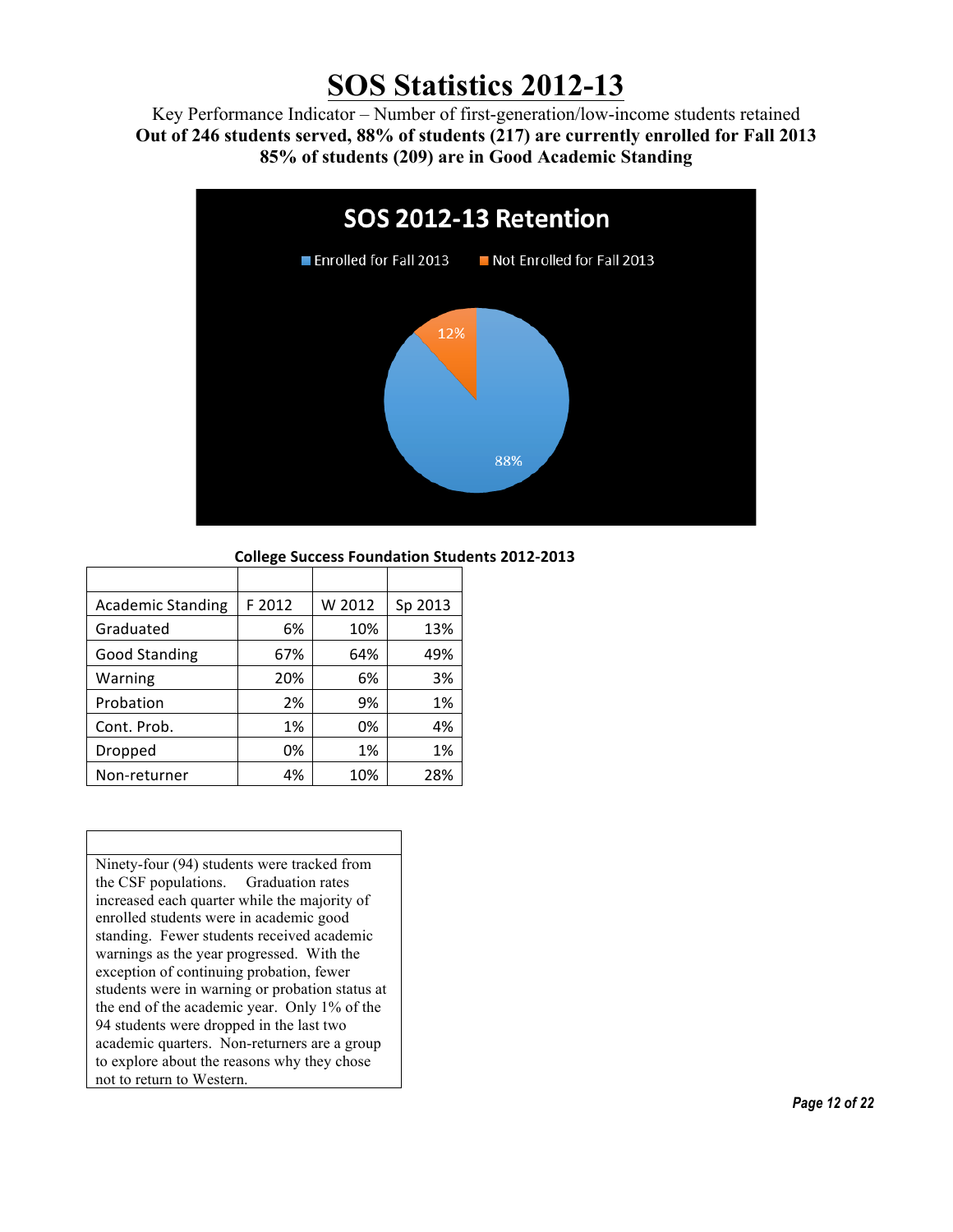# SOS Statistics 2012-13

Key Performance Indicator – Number of first-generation/low-income students retained

**Out of 246 students served, 88% of students (217) are currently enrolled for Fall 2013**

**85% of students (209) are in Good Academic Standing**

**SOS 2012-13 Retention**

Enrolled for Fall 2013 — 88%

Not Enrolled for Fall 2013 — 12%

**College Success Foundation Students 2012-2013**

| Academic Standing | F 2012 | W 2012 | Sp 2013 |
|---|---|---|---|
| Graduated | 6% | 10% | 13% |
| Good Standing | 67% | 64% | 49% |
| Warning | 20% | 6% | 3% |
| Probation | 2% | 9% | 1% |
| Cont. Prob. | 1% | 0% | 4% |
| Dropped | 0% | 1% | 1% |
| Non-returner | 4% | 10% | 28% |

Ninety-four (94) students were tracked from the CSF populations. Graduation rates increased each quarter while the majority of enrolled students were in academic good standing. Fewer students received academic warnings as the year progressed. With the exception of continuing probation, fewer students were in warning or probation status at the end of the academic year. Only 1% of the 94 students were dropped in the last two academic quarters. Non-returners are a group to explore about the reasons why they chose not to return to Western.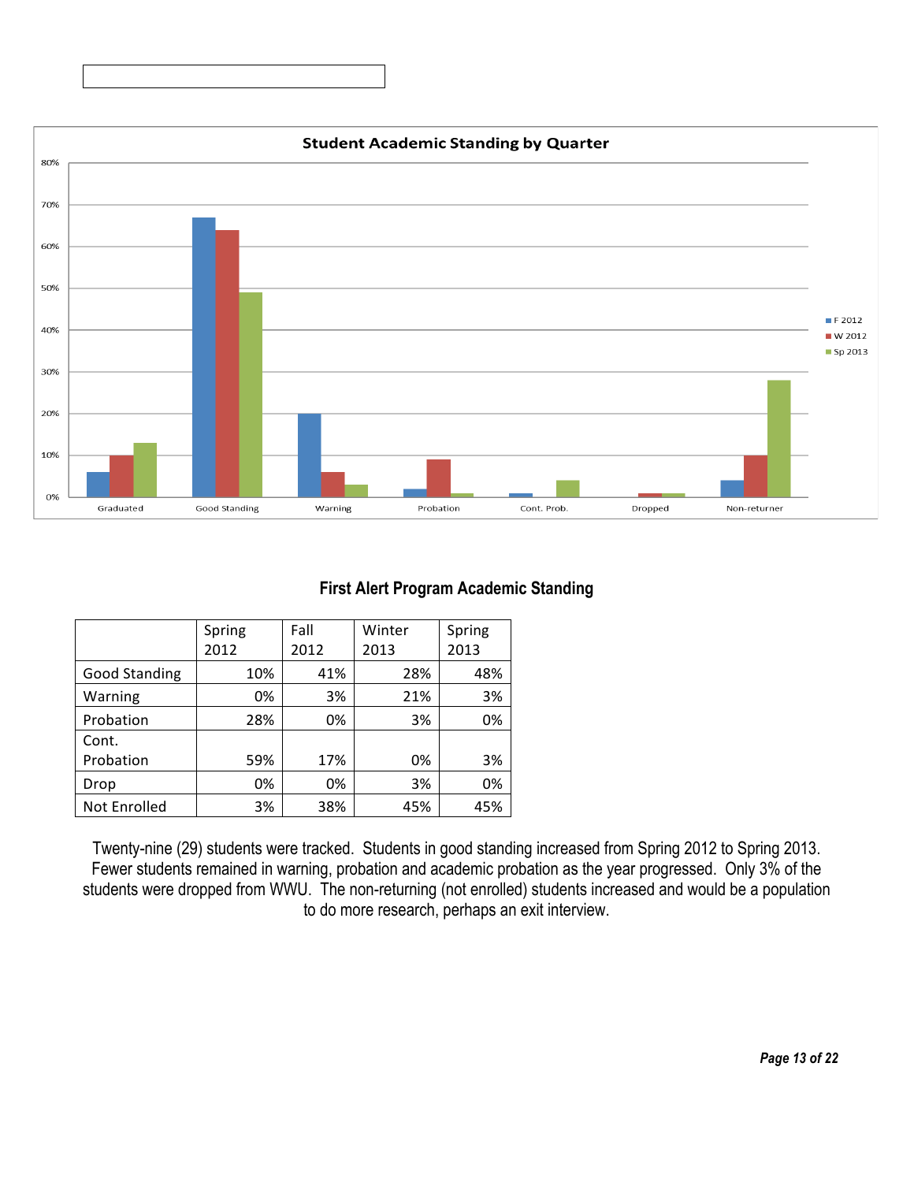**Student Academic Standing by Quarter**

**First Alert Program Academic Standing**

| | Spring 2012 | Fall 2012 | Winter 2013 | Spring 2013 |
|---|---|---|---|---|
| Good Standing | 10% | 41% | 28% | 48% |
| Warning | 0% | 3% | 21% | 3% |
| Probation | 28% | 0% | 3% | 0% |
| Cont. Probation | 59% | 17% | 0% | 3% |
| Drop | 0% | 0% | 3% | 0% |
| Not Enrolled | 3% | 38% | 45% | 45% |

Twenty-nine (29) students were tracked. Students in good standing increased from Spring 2012 to Spring 2013. Fewer students remained in warning, probation and academic probation as the year progressed. Only 3% of the students were dropped from WWU. The non-returning (not enrolled) students increased and would be a population to do more research, perhaps an exit interview.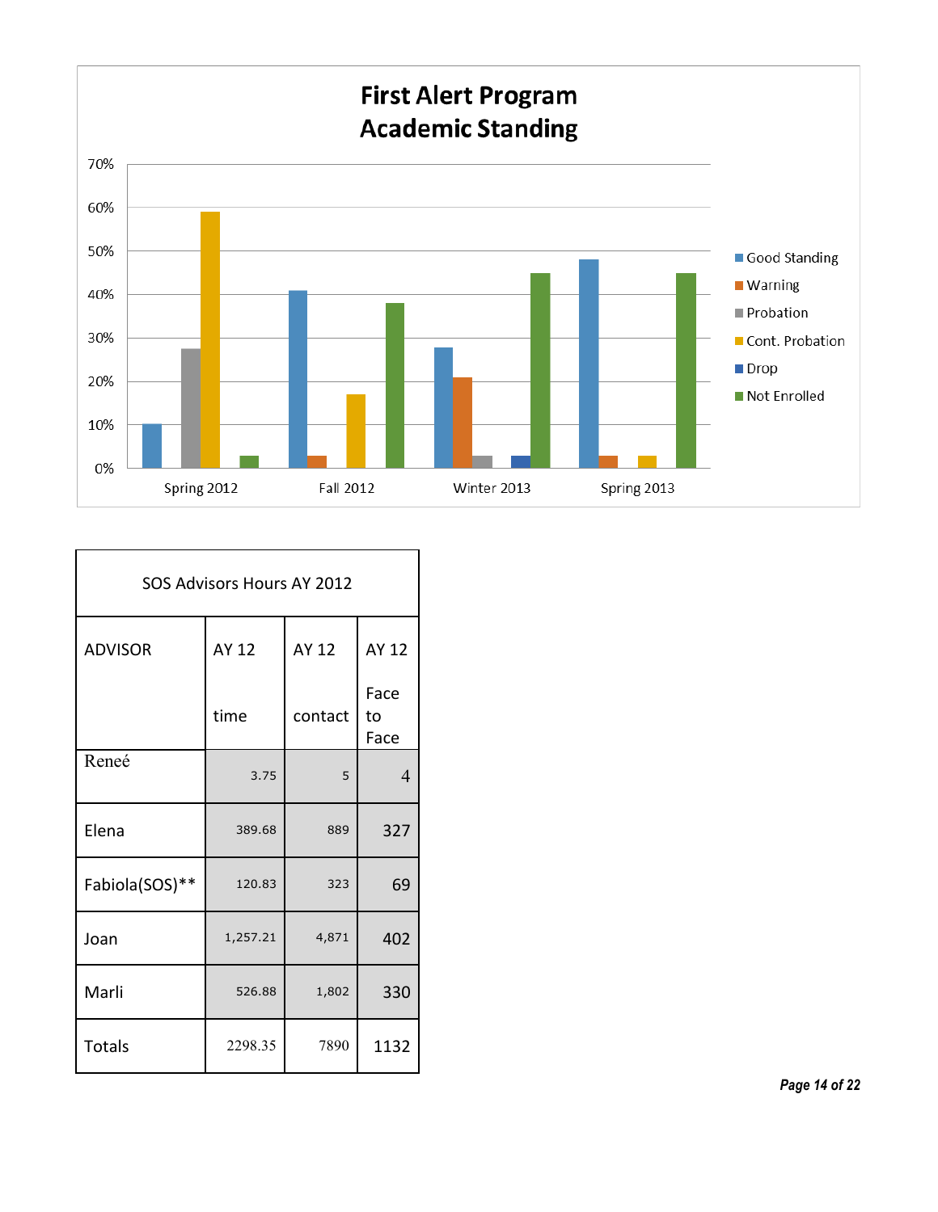## First Alert Program Academic Standing

| | Good Standing | Warning | Probation | Cont. Probation | Drop | Not Enrolled |
|---|---|---|---|---|---|---|
| Spring 2012 | 10% | | 27.5% | 59% | | 3% |
| Fall 2012 | 41% | 3% | | 17% | | 38% |
| Winter 2013 | 28% | 21% | 3% | | 3% | 45% |
| Spring 2013 | 48% | 3% | | 3% | | 45% |

| SOS Advisors Hours AY 2012 | | | |
|---|---|---|---|
| ADVISOR | AY 12 time | AY 12 contact | AY 12 Face to Face |
| Reneé | 3.75 | 5 | 4 |
| Elena | 389.68 | 889 | 327 |
| Fabiola(SOS)** | 120.83 | 323 | 69 |
| Joan | 1,257.21 | 4,871 | 402 |
| Marli | 526.88 | 1,802 | 330 |
| Totals | 2298.35 | 7890 | 1132 |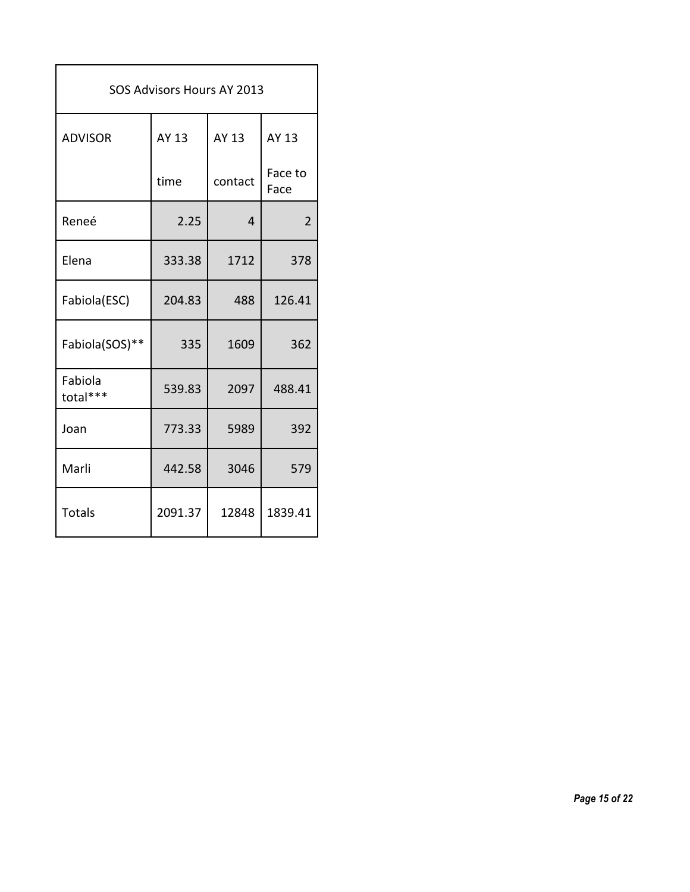| SOS Advisors Hours AY 2013 | | | |
|---|---|---|---|
| ADVISOR | AY 13<br>time | AY 13<br>contact | AY 13<br>Face to Face |
| Reneé | 2.25 | 4 | 2 |
| Elena | 333.38 | 1712 | 378 |
| Fabiola(ESC) | 204.83 | 488 | 126.41 |
| Fabiola(SOS)** | 335 | 1609 | 362 |
| Fabiola total*** | 539.83 | 2097 | 488.41 |
| Joan | 773.33 | 5989 | 392 |
| Marli | 442.58 | 3046 | 579 |
| Totals | 2091.37 | 12848 | 1839.41 |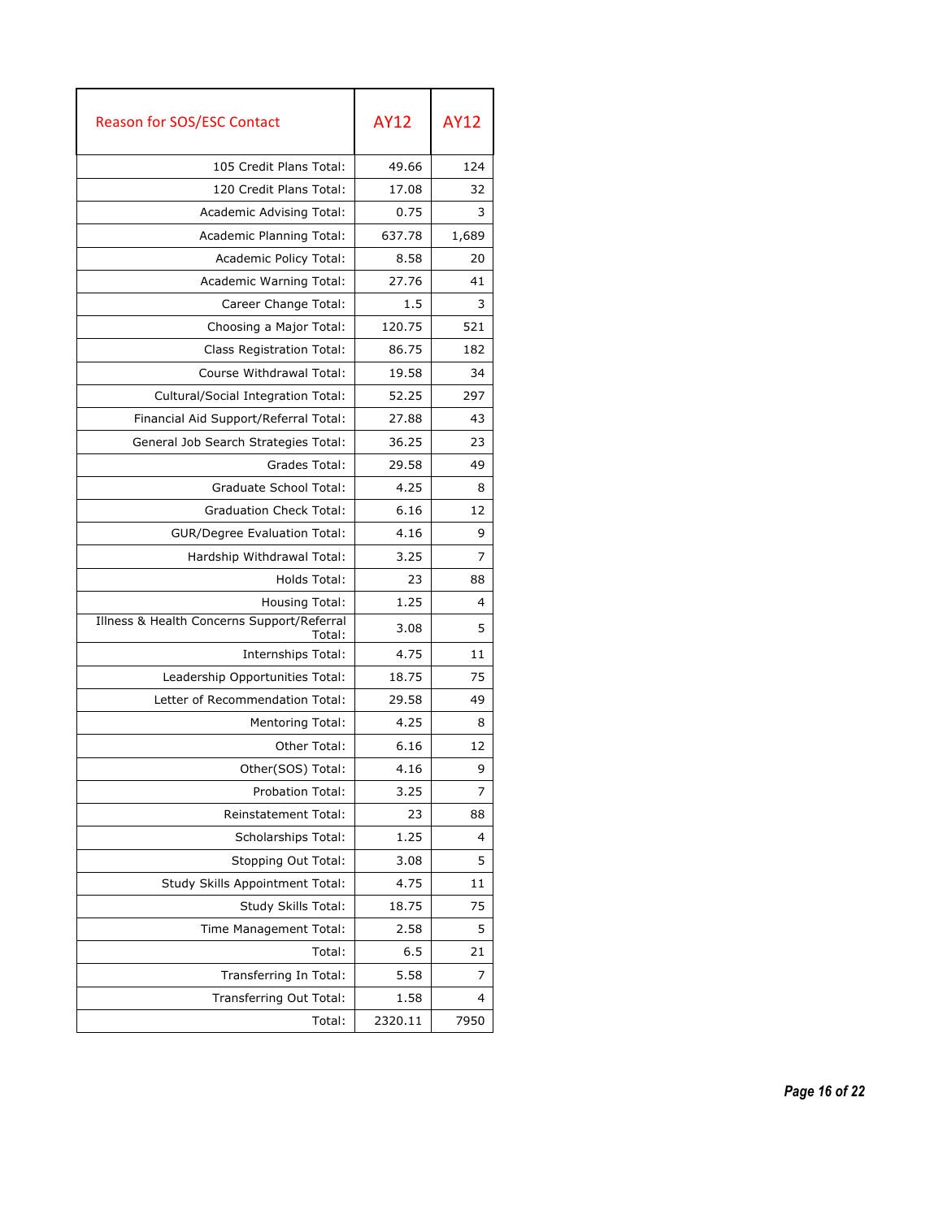| Reason for SOS/ESC Contact | AY12 | AY12 |
|---|---|---|
| 105 Credit Plans Total: | 49.66 | 124 |
| 120 Credit Plans Total: | 17.08 | 32 |
| Academic Advising Total: | 0.75 | 3 |
| Academic Planning Total: | 637.78 | 1,689 |
| Academic Policy Total: | 8.58 | 20 |
| Academic Warning Total: | 27.76 | 41 |
| Career Change Total: | 1.5 | 3 |
| Choosing a Major Total: | 120.75 | 521 |
| Class Registration Total: | 86.75 | 182 |
| Course Withdrawal Total: | 19.58 | 34 |
| Cultural/Social Integration Total: | 52.25 | 297 |
| Financial Aid Support/Referral Total: | 27.88 | 43 |
| General Job Search Strategies Total: | 36.25 | 23 |
| Grades Total: | 29.58 | 49 |
| Graduate School Total: | 4.25 | 8 |
| Graduation Check Total: | 6.16 | 12 |
| GUR/Degree Evaluation Total: | 4.16 | 9 |
| Hardship Withdrawal Total: | 3.25 | 7 |
| Holds Total: | 23 | 88 |
| Housing Total: | 1.25 | 4 |
| Illness & Health Concerns Support/Referral Total: | 3.08 | 5 |
| Internships Total: | 4.75 | 11 |
| Leadership Opportunities Total: | 18.75 | 75 |
| Letter of Recommendation Total: | 29.58 | 49 |
| Mentoring Total: | 4.25 | 8 |
| Other Total: | 6.16 | 12 |
| Other(SOS) Total: | 4.16 | 9 |
| Probation Total: | 3.25 | 7 |
| Reinstatement Total: | 23 | 88 |
| Scholarships Total: | 1.25 | 4 |
| Stopping Out Total: | 3.08 | 5 |
| Study Skills Appointment Total: | 4.75 | 11 |
| Study Skills Total: | 18.75 | 75 |
| Time Management Total: | 2.58 | 5 |
| Total: | 6.5 | 21 |
| Transferring In Total: | 5.58 | 7 |
| Transferring Out Total: | 1.58 | 4 |
| Total: | 2320.11 | 7950 |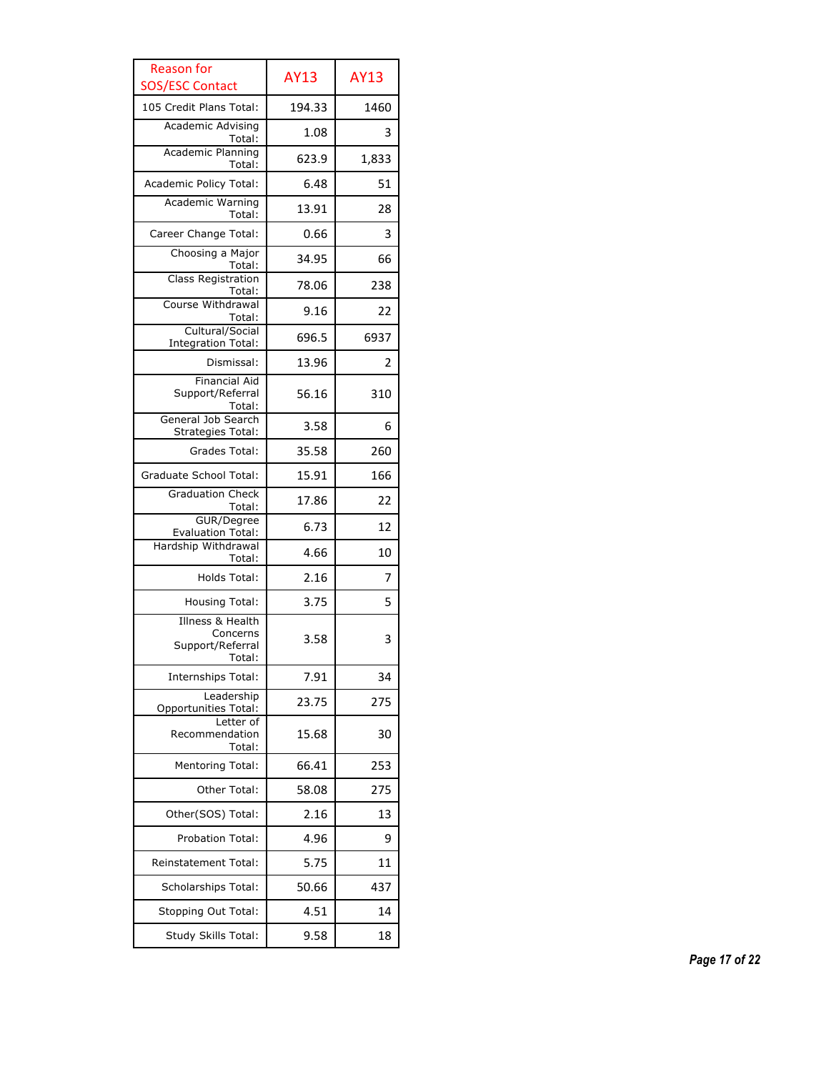| Reason for SOS/ESC Contact | AY13 | AY13 |
| --- | --- | --- |
| 105 Credit Plans Total: | 194.33 | 1460 |
| Academic Advising Total: | 1.08 | 3 |
| Academic Planning Total: | 623.9 | 1,833 |
| Academic Policy Total: | 6.48 | 51 |
| Academic Warning Total: | 13.91 | 28 |
| Career Change Total: | 0.66 | 3 |
| Choosing a Major Total: | 34.95 | 66 |
| Class Registration Total: | 78.06 | 238 |
| Course Withdrawal Total: | 9.16 | 22 |
| Cultural/Social Integration Total: | 696.5 | 6937 |
| Dismissal: | 13.96 | 2 |
| Financial Aid Support/Referral Total: | 56.16 | 310 |
| General Job Search Strategies Total: | 3.58 | 6 |
| Grades Total: | 35.58 | 260 |
| Graduate School Total: | 15.91 | 166 |
| Graduation Check Total: | 17.86 | 22 |
| GUR/Degree Evaluation Total: | 6.73 | 12 |
| Hardship Withdrawal Total: | 4.66 | 10 |
| Holds Total: | 2.16 | 7 |
| Housing Total: | 3.75 | 5 |
| Illness & Health Concerns Support/Referral Total: | 3.58 | 3 |
| Internships Total: | 7.91 | 34 |
| Leadership Opportunities Total: | 23.75 | 275 |
| Letter of Recommendation Total: | 15.68 | 30 |
| Mentoring Total: | 66.41 | 253 |
| Other Total: | 58.08 | 275 |
| Other(SOS) Total: | 2.16 | 13 |
| Probation Total: | 4.96 | 9 |
| Reinstatement Total: | 5.75 | 11 |
| Scholarships Total: | 50.66 | 437 |
| Stopping Out Total: | 4.51 | 14 |
| Study Skills Total: | 9.58 | 18 |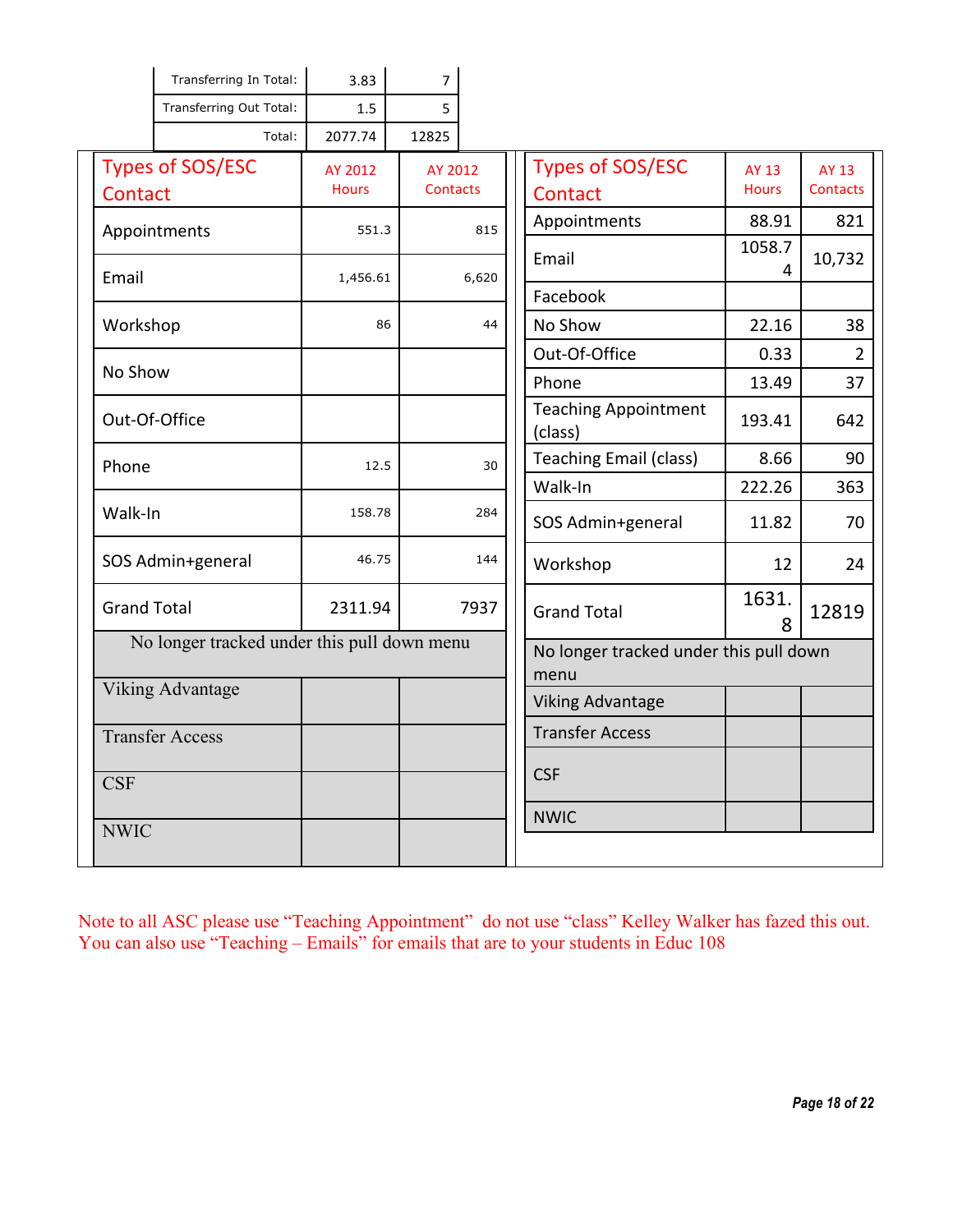| | | |
|---|---|---|
| Transferring In Total: | 3.83 | 7 |
| Transferring Out Total: | 1.5 | 5 |
| Total: | 2077.74 | 12825 |

| Types of SOS/ESC Contact | AY 2012 Hours | AY 2012 Contacts |
|---|---|---|
| Appointments | 551.3 | 815 |
| Email | 1,456.61 | 6,620 |
| Workshop | 86 | 44 |
| No Show | | |
| Out-Of-Office | | |
| Phone | 12.5 | 30 |
| Walk-In | 158.78 | 284 |
| SOS Admin+general | 46.75 | 144 |
| Grand Total | 2311.94 | 7937 |
| No longer tracked under this pull down menu | | |
| Viking Advantage | | |
| Transfer Access | | |
| CSF | | |
| NWIC | | |

| Types of SOS/ESC Contact | AY 13 Hours | AY 13 Contacts |
|---|---|---|
| Appointments | 88.91 | 821 |
| Email | 1058.74 | 10,732 |
| Facebook | | |
| No Show | 22.16 | 38 |
| Out-Of-Office | 0.33 | 2 |
| Phone | 13.49 | 37 |
| Teaching Appointment (class) | 193.41 | 642 |
| Teaching Email (class) | 8.66 | 90 |
| Walk-In | 222.26 | 363 |
| SOS Admin+general | 11.82 | 70 |
| Workshop | 12 | 24 |
| Grand Total | 1631.8 | 12819 |
| No longer tracked under this pull down menu | | |
| Viking Advantage | | |
| Transfer Access | | |
| CSF | | |
| NWIC | | |

Note to all ASC please use "Teaching Appointment" do not use "class" Kelley Walker has fazed this out. You can also use "Teaching – Emails" for emails that are to your students in Educ 108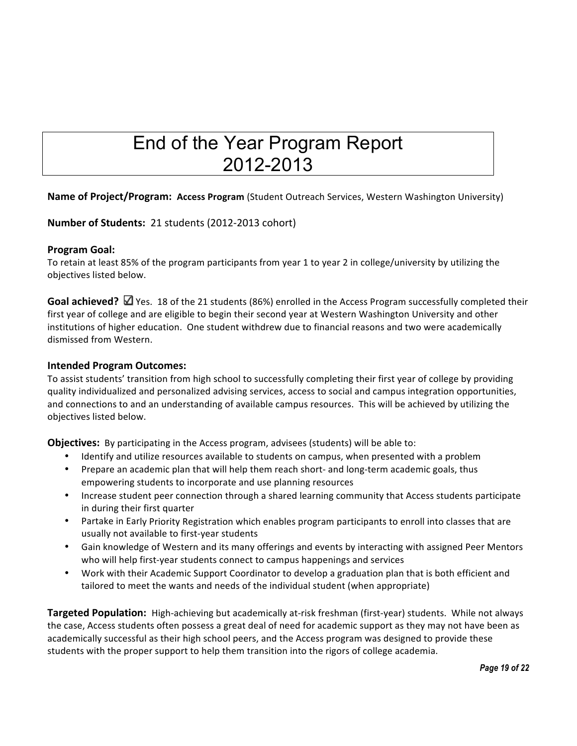# End of the Year Program Report
# 2012-2013

**Name of Project/Program:** **Access Program** (Student Outreach Services, Western Washington University)

**Number of Students:** 21 students (2012-2013 cohort)

**Program Goal:**
To retain at least 85% of the program participants from year 1 to year 2 in college/university by utilizing the objectives listed below.

**Goal achieved?** ☑ Yes. 18 of the 21 students (86%) enrolled in the Access Program successfully completed their first year of college and are eligible to begin their second year at Western Washington University and other institutions of higher education. One student withdrew due to financial reasons and two were academically dismissed from Western.

**Intended Program Outcomes:**
To assist students' transition from high school to successfully completing their first year of college by providing quality individualized and personalized advising services, access to social and campus integration opportunities, and connections to and an understanding of available campus resources. This will be achieved by utilizing the objectives listed below.

**Objectives:** By participating in the Access program, advisees (students) will be able to:

- Identify and utilize resources available to students on campus, when presented with a problem
- Prepare an academic plan that will help them reach short- and long-term academic goals, thus empowering students to incorporate and use planning resources
- Increase student peer connection through a shared learning community that Access students participate in during their first quarter
- Partake in Early Priority Registration which enables program participants to enroll into classes that are usually not available to first-year students
- Gain knowledge of Western and its many offerings and events by interacting with assigned Peer Mentors who will help first-year students connect to campus happenings and services
- Work with their Academic Support Coordinator to develop a graduation plan that is both efficient and tailored to meet the wants and needs of the individual student (when appropriate)

**Targeted Population:** High-achieving but academically at-risk freshman (first-year) students. While not always the case, Access students often possess a great deal of need for academic support as they may not have been as academically successful as their high school peers, and the Access program was designed to provide these students with the proper support to help them transition into the rigors of college academia.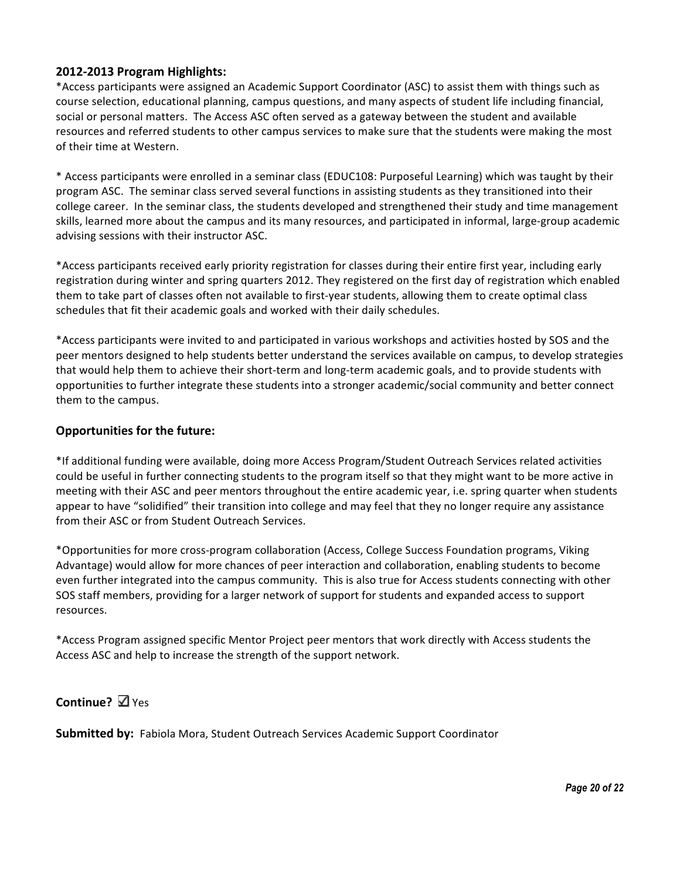**2012-2013 Program Highlights:**

*Access participants were assigned an Academic Support Coordinator (ASC) to assist them with things such as course selection, educational planning, campus questions, and many aspects of student life including financial, social or personal matters. The Access ASC often served as a gateway between the student and available resources and referred students to other campus services to make sure that the students were making the most of their time at Western.

* Access participants were enrolled in a seminar class (EDUC108: Purposeful Learning) which was taught by their program ASC. The seminar class served several functions in assisting students as they transitioned into their college career. In the seminar class, the students developed and strengthened their study and time management skills, learned more about the campus and its many resources, and participated in informal, large-group academic advising sessions with their instructor ASC.

*Access participants received early priority registration for classes during their entire first year, including early registration during winter and spring quarters 2012. They registered on the first day of registration which enabled them to take part of classes often not available to first-year students, allowing them to create optimal class schedules that fit their academic goals and worked with their daily schedules.

*Access participants were invited to and participated in various workshops and activities hosted by SOS and the peer mentors designed to help students better understand the services available on campus, to develop strategies that would help them to achieve their short-term and long-term academic goals, and to provide students with opportunities to further integrate these students into a stronger academic/social community and better connect them to the campus.

**Opportunities for the future:**

*If additional funding were available, doing more Access Program/Student Outreach Services related activities could be useful in further connecting students to the program itself so that they might want to be more active in meeting with their ASC and peer mentors throughout the entire academic year, i.e. spring quarter when students appear to have "solidified" their transition into college and may feel that they no longer require any assistance from their ASC or from Student Outreach Services.

*Opportunities for more cross-program collaboration (Access, College Success Foundation programs, Viking Advantage) would allow for more chances of peer interaction and collaboration, enabling students to become even further integrated into the campus community. This is also true for Access students connecting with other SOS staff members, providing for a larger network of support for students and expanded access to support resources.

*Access Program assigned specific Mentor Project peer mentors that work directly with Access students the Access ASC and help to increase the strength of the support network.

**Continue?** ☑ Yes

**Submitted by:** Fabiola Mora, Student Outreach Services Academic Support Coordinator